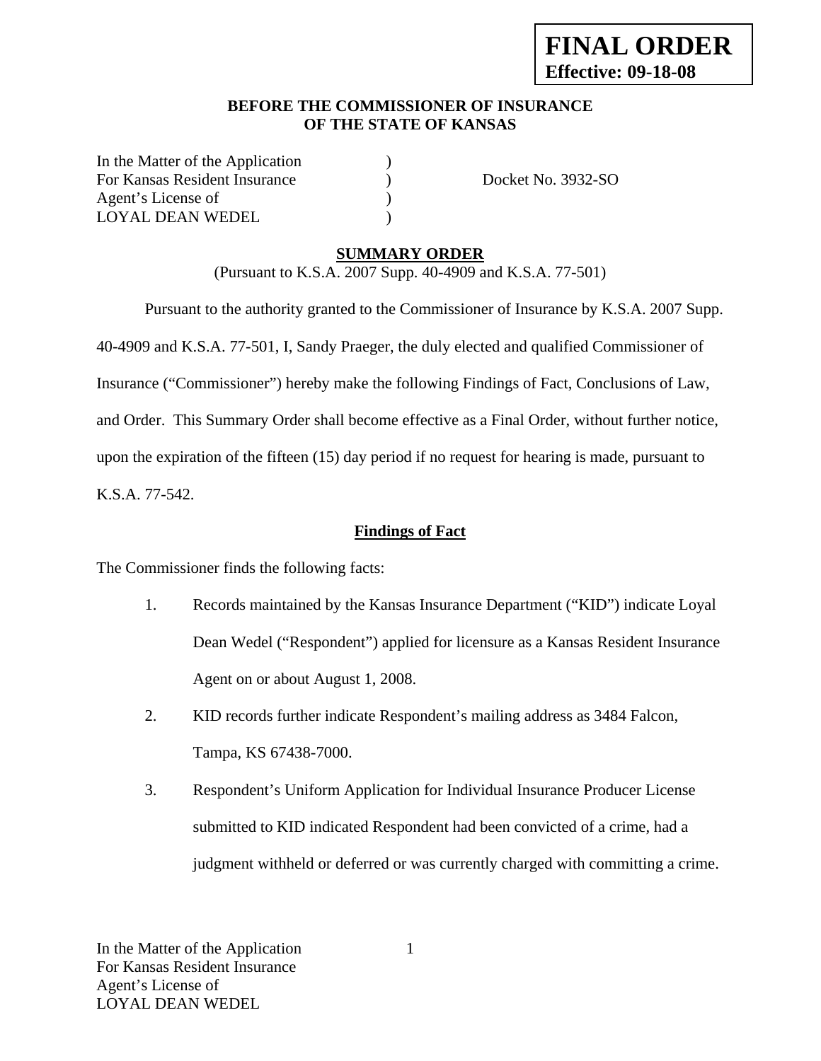**FINAL ORDER**
**Effective: 09-18-08**

**BEFORE THE COMMISSIONER OF INSURANCE**
**OF THE STATE OF KANSAS**

In the Matter of the Application )
For Kansas Resident Insurance ) Docket No. 3932-SO
Agent's License of )
LOYAL DEAN WEDEL )

## SUMMARY ORDER

(Pursuant to K.S.A. 2007 Supp. 40-4909 and K.S.A. 77-501)

Pursuant to the authority granted to the Commissioner of Insurance by K.S.A. 2007 Supp. 40-4909 and K.S.A. 77-501, I, Sandy Praeger, the duly elected and qualified Commissioner of Insurance ("Commissioner") hereby make the following Findings of Fact, Conclusions of Law, and Order. This Summary Order shall become effective as a Final Order, without further notice, upon the expiration of the fifteen (15) day period if no request for hearing is made, pursuant to K.S.A. 77-542.

### Findings of Fact

The Commissioner finds the following facts:

1. Records maintained by the Kansas Insurance Department ("KID") indicate Loyal Dean Wedel ("Respondent") applied for licensure as a Kansas Resident Insurance Agent on or about August 1, 2008.

2. KID records further indicate Respondent's mailing address as 3484 Falcon, Tampa, KS 67438-7000.

3. Respondent's Uniform Application for Individual Insurance Producer License submitted to KID indicated Respondent had been convicted of a crime, had a judgment withheld or deferred or was currently charged with committing a crime.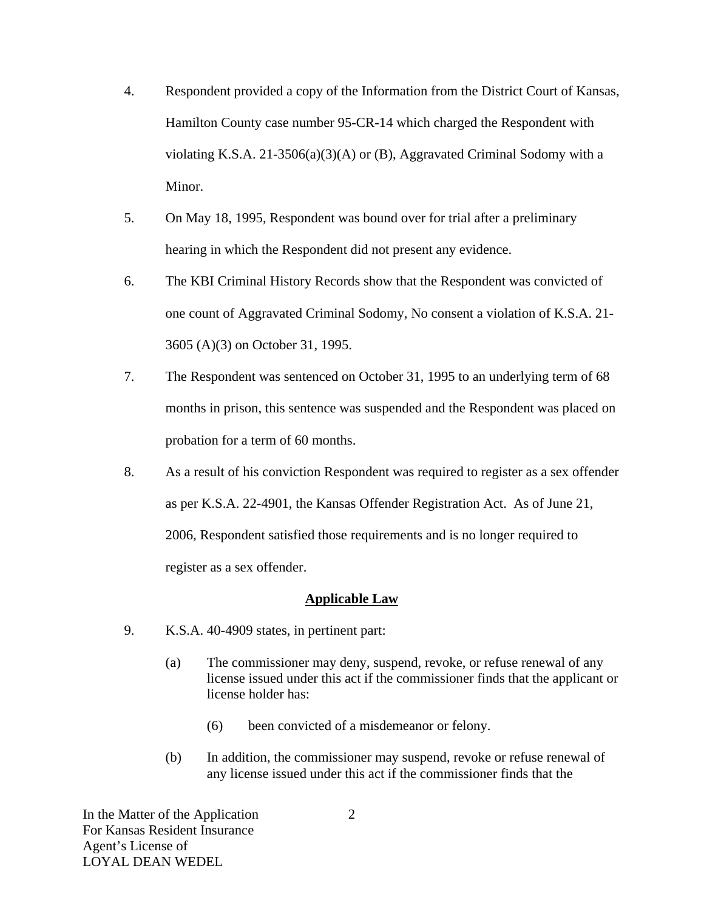4. Respondent provided a copy of the Information from the District Court of Kansas, Hamilton County case number 95-CR-14 which charged the Respondent with violating K.S.A. 21-3506(a)(3)(A) or (B), Aggravated Criminal Sodomy with a Minor.

5. On May 18, 1995, Respondent was bound over for trial after a preliminary hearing in which the Respondent did not present any evidence.

6. The KBI Criminal History Records show that the Respondent was convicted of one count of Aggravated Criminal Sodomy, No consent a violation of K.S.A. 21-3605 (A)(3) on October 31, 1995.

7. The Respondent was sentenced on October 31, 1995 to an underlying term of 68 months in prison, this sentence was suspended and the Respondent was placed on probation for a term of 60 months.

8. As a result of his conviction Respondent was required to register as a sex offender as per K.S.A. 22-4901, the Kansas Offender Registration Act. As of June 21, 2006, Respondent satisfied those requirements and is no longer required to register as a sex offender.

## Applicable Law

9. K.S.A. 40-4909 states, in pertinent part:

   (a) The commissioner may deny, suspend, revoke, or refuse renewal of any license issued under this act if the commissioner finds that the applicant or license holder has:

      (6) been convicted of a misdemeanor or felony.

   (b) In addition, the commissioner may suspend, revoke or refuse renewal of any license issued under this act if the commissioner finds that the

In the Matter of the Application
For Kansas Resident Insurance
Agent's License of
LOYAL DEAN WEDEL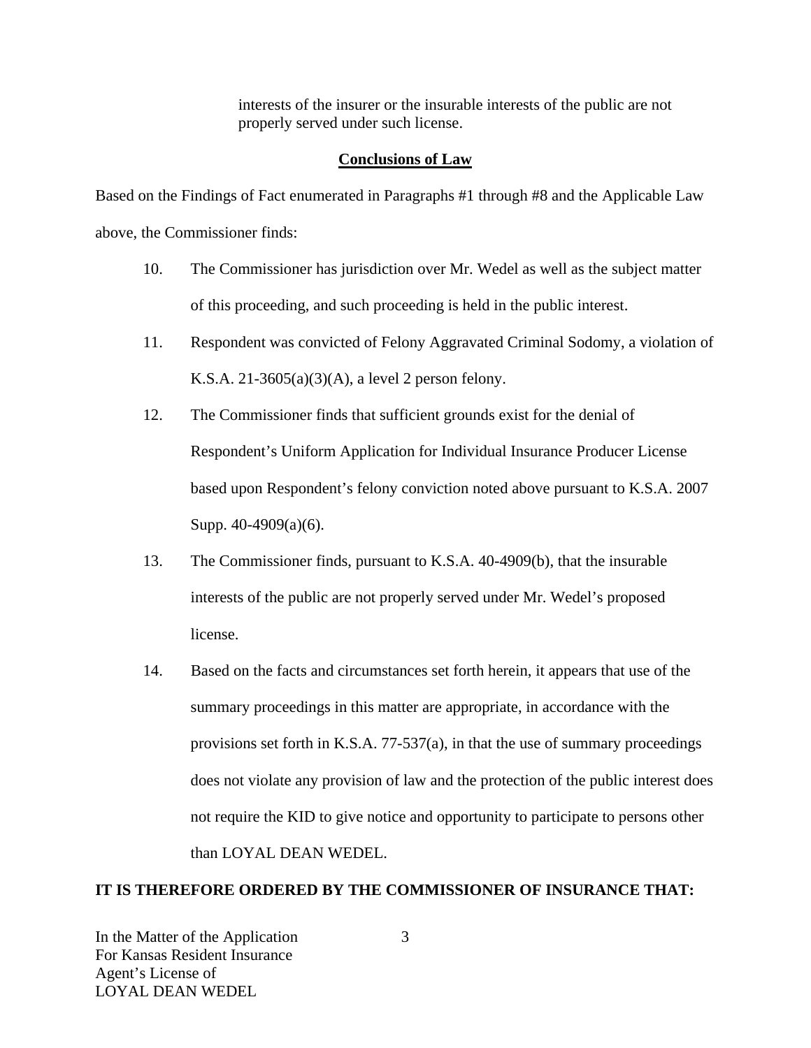interests of the insurer or the insurable interests of the public are not properly served under such license.

## Conclusions of Law

Based on the Findings of Fact enumerated in Paragraphs #1 through #8 and the Applicable Law above, the Commissioner finds:

10. The Commissioner has jurisdiction over Mr. Wedel as well as the subject matter of this proceeding, and such proceeding is held in the public interest.

11. Respondent was convicted of Felony Aggravated Criminal Sodomy, a violation of K.S.A. 21-3605(a)(3)(A), a level 2 person felony.

12. The Commissioner finds that sufficient grounds exist for the denial of Respondent's Uniform Application for Individual Insurance Producer License based upon Respondent's felony conviction noted above pursuant to K.S.A. 2007 Supp. 40-4909(a)(6).

13. The Commissioner finds, pursuant to K.S.A. 40-4909(b), that the insurable interests of the public are not properly served under Mr. Wedel's proposed license.

14. Based on the facts and circumstances set forth herein, it appears that use of the summary proceedings in this matter are appropriate, in accordance with the provisions set forth in K.S.A. 77-537(a), in that the use of summary proceedings does not violate any provision of law and the protection of the public interest does not require the KID to give notice and opportunity to participate to persons other than LOYAL DEAN WEDEL.

**IT IS THEREFORE ORDERED BY THE COMMISSIONER OF INSURANCE THAT:**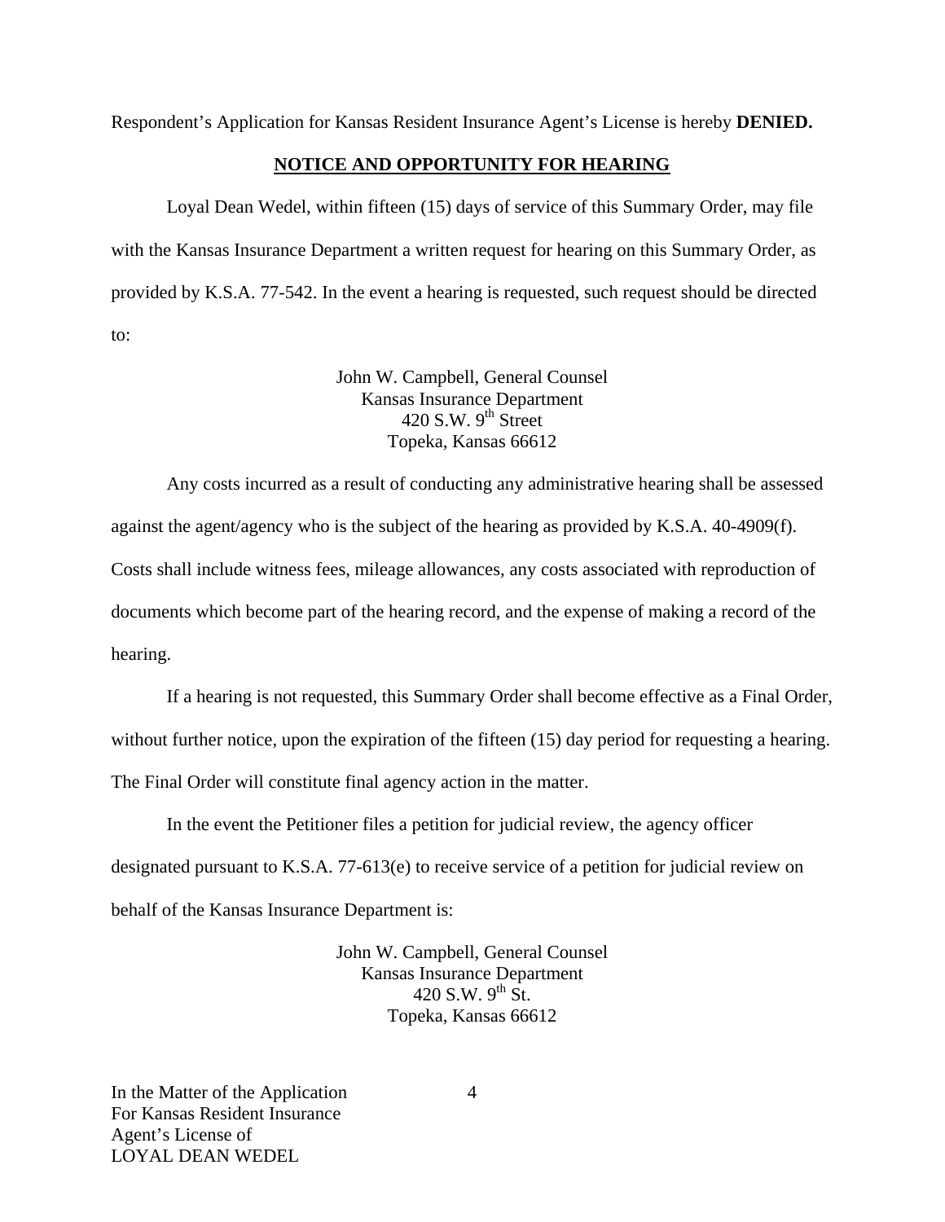Respondent's Application for Kansas Resident Insurance Agent's License is hereby **DENIED.**

**NOTICE AND OPPORTUNITY FOR HEARING**

Loyal Dean Wedel, within fifteen (15) days of service of this Summary Order, may file with the Kansas Insurance Department a written request for hearing on this Summary Order, as provided by K.S.A. 77-542. In the event a hearing is requested, such request should be directed to:

John W. Campbell, General Counsel
Kansas Insurance Department
420 S.W. 9th Street
Topeka, Kansas 66612

Any costs incurred as a result of conducting any administrative hearing shall be assessed against the agent/agency who is the subject of the hearing as provided by K.S.A. 40-4909(f). Costs shall include witness fees, mileage allowances, any costs associated with reproduction of documents which become part of the hearing record, and the expense of making a record of the hearing.

If a hearing is not requested, this Summary Order shall become effective as a Final Order, without further notice, upon the expiration of the fifteen (15) day period for requesting a hearing. The Final Order will constitute final agency action in the matter.

In the event the Petitioner files a petition for judicial review, the agency officer designated pursuant to K.S.A. 77-613(e) to receive service of a petition for judicial review on behalf of the Kansas Insurance Department is:

John W. Campbell, General Counsel
Kansas Insurance Department
420 S.W. 9th St.
Topeka, Kansas 66612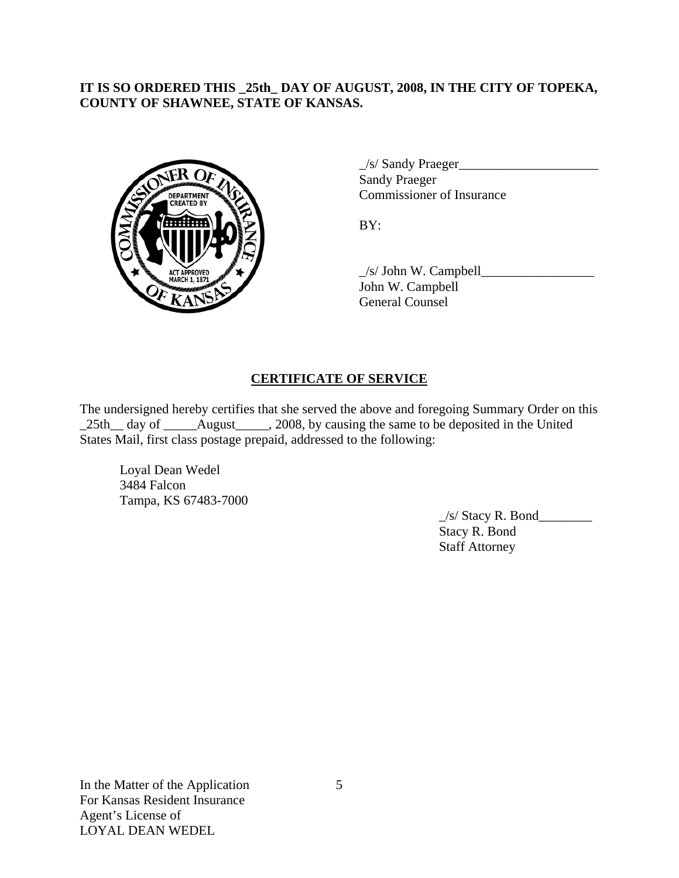**IT IS SO ORDERED THIS _25th_ DAY OF AUGUST, 2008, IN THE CITY OF TOPEKA, COUNTY OF SHAWNEE, STATE OF KANSAS.**

_/s/ Sandy Praeger_____________________
Sandy Praeger
Commissioner of Insurance

BY:

_/s/ John W. Campbell_________________
John W. Campbell
General Counsel

## CERTIFICATE OF SERVICE

The undersigned hereby certifies that she served the above and foregoing Summary Order on this _25th__ day of _____August_____, 2008, by causing the same to be deposited in the United States Mail, first class postage prepaid, addressed to the following:

Loyal Dean Wedel
3484 Falcon
Tampa, KS 67483-7000

_/s/ Stacy R. Bond________
Stacy R. Bond
Staff Attorney

In the Matter of the Application
For Kansas Resident Insurance
Agent's License of
LOYAL DEAN WEDEL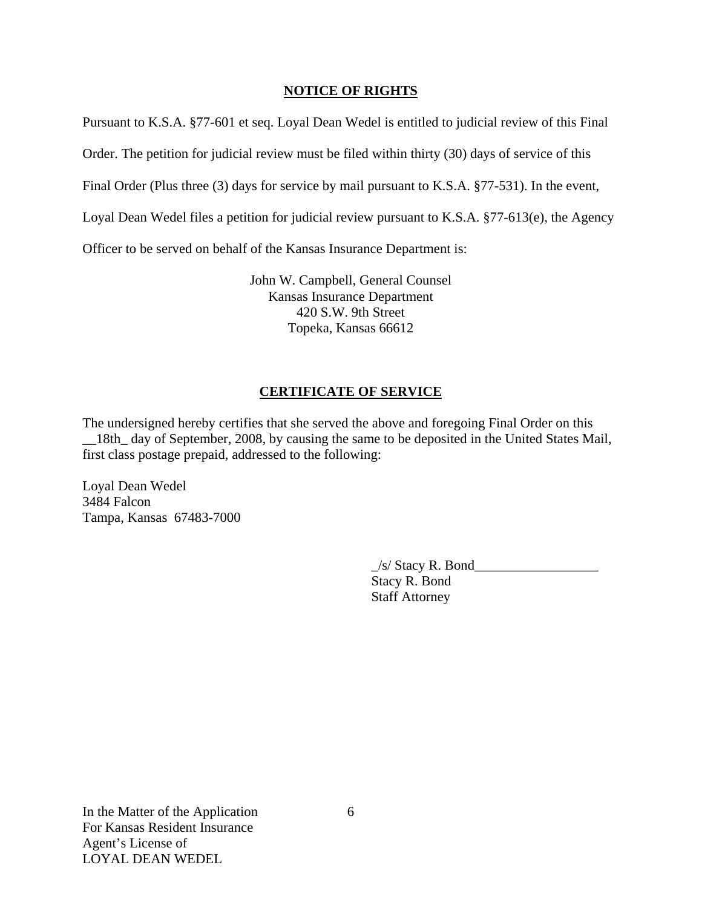## NOTICE OF RIGHTS

Pursuant to K.S.A. §77-601 et seq. Loyal Dean Wedel is entitled to judicial review of this Final Order. The petition for judicial review must be filed within thirty (30) days of service of this Final Order (Plus three (3) days for service by mail pursuant to K.S.A. §77-531). In the event, Loyal Dean Wedel files a petition for judicial review pursuant to K.S.A. §77-613(e), the Agency Officer to be served on behalf of the Kansas Insurance Department is:

John W. Campbell, General Counsel
Kansas Insurance Department
420 S.W. 9th Street
Topeka, Kansas 66612

## CERTIFICATE OF SERVICE

The undersigned hereby certifies that she served the above and foregoing Final Order on this __18th_ day of September, 2008, by causing the same to be deposited in the United States Mail, first class postage prepaid, addressed to the following:

Loyal Dean Wedel
3484 Falcon
Tampa, Kansas 67483-7000

_/s/ Stacy R. Bond__________________
Stacy R. Bond
Staff Attorney

In the Matter of the Application
For Kansas Resident Insurance
Agent's License of
LOYAL DEAN WEDEL